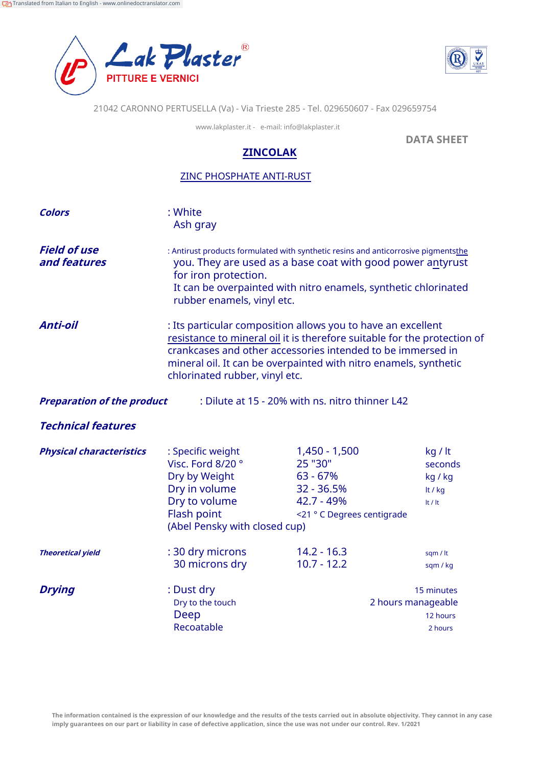Translated from Italian to English - www.onlinedoctranslator.com

**Lak Plaster**®
**PITTURE E VERNICI**

21042 CARONNO PERTUSELLA (Va) - Via Trieste 285 - Tel. 029650607 - Fax 029659754

www.lakplaster.it - e-mail: info@lakplaster.it

**DATA SHEET**

# ZINCOLAK

## ZINC PHOSPHATE ANTI-RUST

***Colors*** : White
Ash gray

***Field of use and features*** : Antirust products formulated with synthetic resins and anticorrosive pigmentsthe you. They are used as a base coat with good power antyrust for iron protection.
It can be overpainted with nitro enamels, synthetic chlorinated rubber enamels, vinyl etc.

***Anti-oil*** : Its particular composition allows you to have an excellent resistance to mineral oil it is therefore suitable for the protection of crankcases and other accessories intended to be immersed in mineral oil. It can be overpainted with nitro enamels, synthetic chlorinated rubber, vinyl etc.

***Preparation of the product*** : Dilute at 15 - 20% with ns. nitro thinner L42

***Technical features***

| | | | |
|---|---|---|---|
| ***Physical characteristics*** | : Specific weight | 1,450 - 1,500 | kg / lt |
| | Visc. Ford 8/20 ° | 25 "30" | seconds |
| | Dry by Weight | 63 - 67% | kg / kg |
| | Dry in volume | 32 - 36.5% | lt / kg |
| | Dry to volume | 42.7 - 49% | lt / lt |
| | Flash point (Abel Pensky with closed cup) | <21 ° C Degrees centigrade | |
| ***Theoretical yield*** | : 30 dry microns | 14.2 - 16.3 | sqm / lt |
| | 30 microns dry | 10.7 - 12.2 | sqm / kg |
| ***Drying*** | : Dust dry | | 15 minutes |
| | Dry to the touch | | 2 hours manageable |
| | Deep | | 12 hours |
| | Recoatable | | 2 hours |

**The information contained is the expression of our knowledge and the results of the tests carried out in absolute objectivity. They cannot in any case imply guarantees on our part or liability in case of defective application, since the use was not under our control. Rev. 1/2021**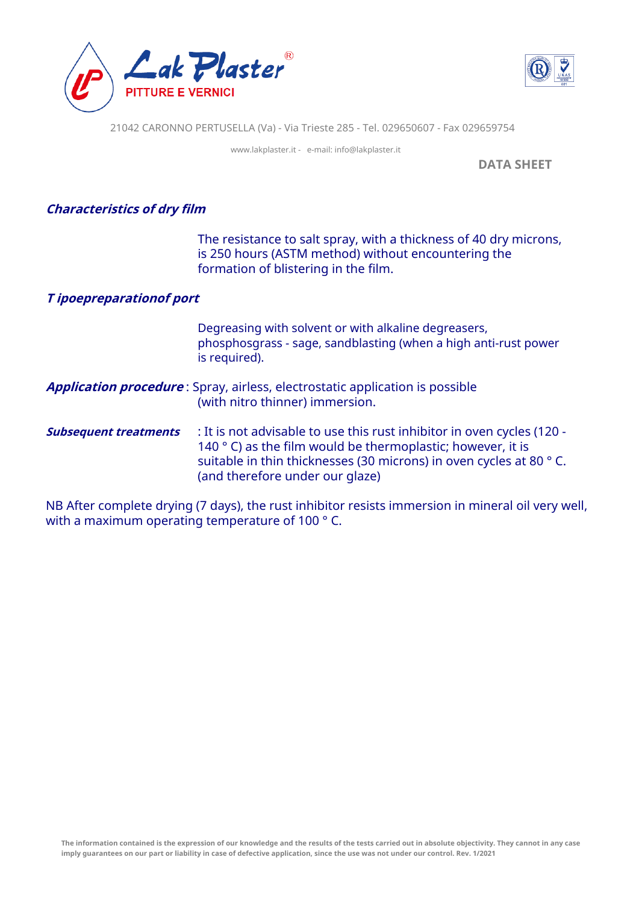**Lak Plaster**®
PITTURE E VERNICI

21042 CARONNO PERTUSELLA (Va) - Via Trieste 285 - Tel. 029650607 - Fax 029659754

www.lakplaster.it - e-mail: info@lakplaster.it

**DATA SHEET**

***Characteristics of dry film***

The resistance to salt spray, with a thickness of 40 dry microns, is 250 hours (ASTM method) without encountering the formation of blistering in the film.

***T ipoepreparationof port***

Degreasing with solvent or with alkaline degreasers, phosphosgrass - sage, sandblasting (when a high anti-rust power is required).

***Application procedure*** : Spray, airless, electrostatic application is possible (with nitro thinner) immersion.

***Subsequent treatments*** : It is not advisable to use this rust inhibitor in oven cycles (120 - 140 ° C) as the film would be thermoplastic; however, it is suitable in thin thicknesses (30 microns) in oven cycles at 80 ° C. (and therefore under our glaze)

NB After complete drying (7 days), the rust inhibitor resists immersion in mineral oil very well, with a maximum operating temperature of 100 ° C.

**The information contained is the expression of our knowledge and the results of the tests carried out in absolute objectivity. They cannot in any case imply guarantees on our part or liability in case of defective application, since the use was not under our control. Rev. 1/2021**